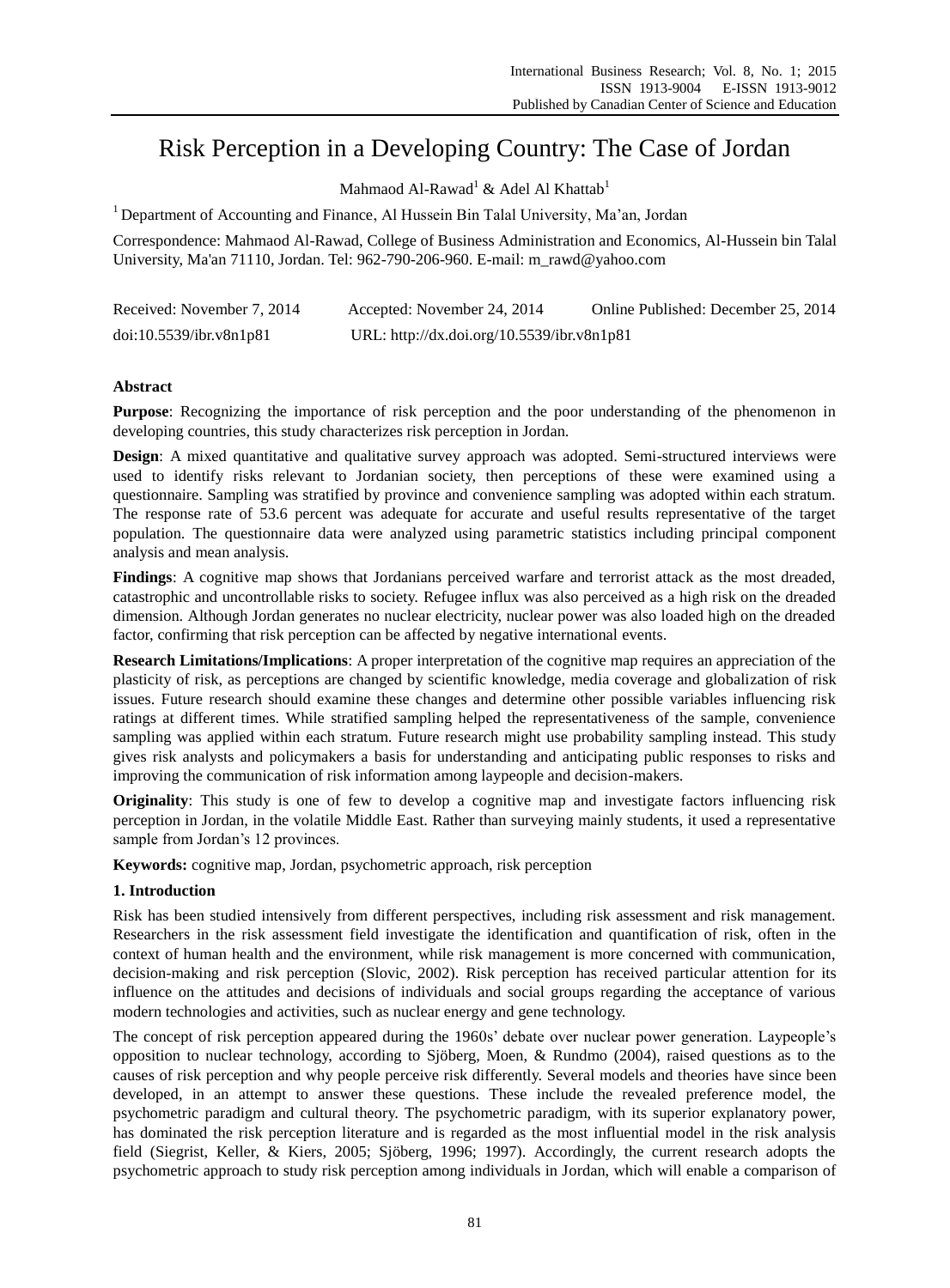# Risk Perception in a Developing Country: The Case of Jordan

Mahmaod Al-Rawad[1] & Adel Al Khattab[1]

[1] Department of Accounting and Finance, Al Hussein Bin Talal University, Ma'an, Jordan

Correspondence: Mahmaod Al-Rawad, College of Business Administration and Economics, Al-Hussein bin Talal University, Ma'an 71110, Jordan. Tel: 962-790-206-960. E-mail: m_rawd@yahoo.com

Received: November 7, 2014 Accepted: November 24, 2014 Online Published: December 25, 2014

doi:10.5539/ibr.v8n1p81 URL: http://dx.doi.org/10.5539/ibr.v8n1p81

## Abstract

**Purpose**: Recognizing the importance of risk perception and the poor understanding of the phenomenon in developing countries, this study characterizes risk perception in Jordan.

**Design**: A mixed quantitative and qualitative survey approach was adopted. Semi-structured interviews were used to identify risks relevant to Jordanian society, then perceptions of these were examined using a questionnaire. Sampling was stratified by province and convenience sampling was adopted within each stratum. The response rate of 53.6 percent was adequate for accurate and useful results representative of the target population. The questionnaire data were analyzed using parametric statistics including principal component analysis and mean analysis.

**Findings**: A cognitive map shows that Jordanians perceived warfare and terrorist attack as the most dreaded, catastrophic and uncontrollable risks to society. Refugee influx was also perceived as a high risk on the dreaded dimension. Although Jordan generates no nuclear electricity, nuclear power was also loaded high on the dreaded factor, confirming that risk perception can be affected by negative international events.

**Research Limitations/Implications**: A proper interpretation of the cognitive map requires an appreciation of the plasticity of risk, as perceptions are changed by scientific knowledge, media coverage and globalization of risk issues. Future research should examine these changes and determine other possible variables influencing risk ratings at different times. While stratified sampling helped the representativeness of the sample, convenience sampling was applied within each stratum. Future research might use probability sampling instead. This study gives risk analysts and policymakers a basis for understanding and anticipating public responses to risks and improving the communication of risk information among laypeople and decision-makers.

**Originality**: This study is one of few to develop a cognitive map and investigate factors influencing risk perception in Jordan, in the volatile Middle East. Rather than surveying mainly students, it used a representative sample from Jordan's 12 provinces.

**Keywords:** cognitive map, Jordan, psychometric approach, risk perception

## 1. Introduction

Risk has been studied intensively from different perspectives, including risk assessment and risk management. Researchers in the risk assessment field investigate the identification and quantification of risk, often in the context of human health and the environment, while risk management is more concerned with communication, decision-making and risk perception (Slovic, 2002). Risk perception has received particular attention for its influence on the attitudes and decisions of individuals and social groups regarding the acceptance of various modern technologies and activities, such as nuclear energy and gene technology.

The concept of risk perception appeared during the 1960s' debate over nuclear power generation. Laypeople's opposition to nuclear technology, according to Sjöberg, Moen, & Rundmo (2004), raised questions as to the causes of risk perception and why people perceive risk differently. Several models and theories have since been developed, in an attempt to answer these questions. These include the revealed preference model, the psychometric paradigm and cultural theory. The psychometric paradigm, with its superior explanatory power, has dominated the risk perception literature and is regarded as the most influential model in the risk analysis field (Siegrist, Keller, & Kiers, 2005; Sjöberg, 1996; 1997). Accordingly, the current research adopts the psychometric approach to study risk perception among individuals in Jordan, which will enable a comparison of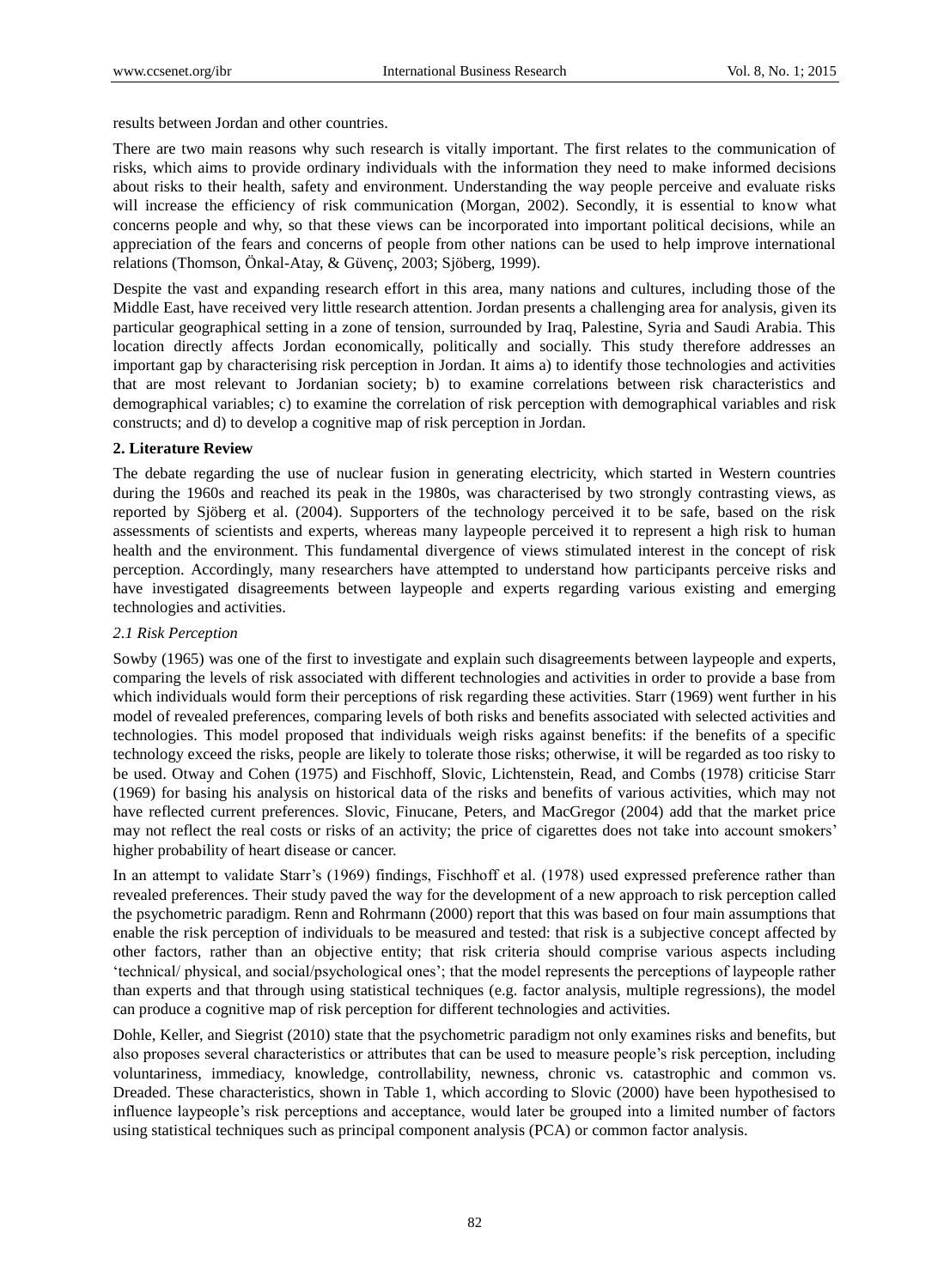results between Jordan and other countries.

There are two main reasons why such research is vitally important. The first relates to the communication of risks, which aims to provide ordinary individuals with the information they need to make informed decisions about risks to their health, safety and environment. Understanding the way people perceive and evaluate risks will increase the efficiency of risk communication (Morgan, 2002). Secondly, it is essential to know what concerns people and why, so that these views can be incorporated into important political decisions, while an appreciation of the fears and concerns of people from other nations can be used to help improve international relations (Thomson, Önkal-Atay, & Güvenç, 2003; Sjöberg, 1999).

Despite the vast and expanding research effort in this area, many nations and cultures, including those of the Middle East, have received very little research attention. Jordan presents a challenging area for analysis, given its particular geographical setting in a zone of tension, surrounded by Iraq, Palestine, Syria and Saudi Arabia. This location directly affects Jordan economically, politically and socially. This study therefore addresses an important gap by characterising risk perception in Jordan. It aims a) to identify those technologies and activities that are most relevant to Jordanian society; b) to examine correlations between risk characteristics and demographical variables; c) to examine the correlation of risk perception with demographical variables and risk constructs; and d) to develop a cognitive map of risk perception in Jordan.

## 2. Literature Review

The debate regarding the use of nuclear fusion in generating electricity, which started in Western countries during the 1960s and reached its peak in the 1980s, was characterised by two strongly contrasting views, as reported by Sjöberg et al. (2004). Supporters of the technology perceived it to be safe, based on the risk assessments of scientists and experts, whereas many laypeople perceived it to represent a high risk to human health and the environment. This fundamental divergence of views stimulated interest in the concept of risk perception. Accordingly, many researchers have attempted to understand how participants perceive risks and have investigated disagreements between laypeople and experts regarding various existing and emerging technologies and activities.

### *2.1 Risk Perception*

Sowby (1965) was one of the first to investigate and explain such disagreements between laypeople and experts, comparing the levels of risk associated with different technologies and activities in order to provide a base from which individuals would form their perceptions of risk regarding these activities. Starr (1969) went further in his model of revealed preferences, comparing levels of both risks and benefits associated with selected activities and technologies. This model proposed that individuals weigh risks against benefits: if the benefits of a specific technology exceed the risks, people are likely to tolerate those risks; otherwise, it will be regarded as too risky to be used. Otway and Cohen (1975) and Fischhoff, Slovic, Lichtenstein, Read, and Combs (1978) criticise Starr (1969) for basing his analysis on historical data of the risks and benefits of various activities, which may not have reflected current preferences. Slovic, Finucane, Peters, and MacGregor (2004) add that the market price may not reflect the real costs or risks of an activity; the price of cigarettes does not take into account smokers' higher probability of heart disease or cancer.

In an attempt to validate Starr's (1969) findings, Fischhoff et al. (1978) used expressed preference rather than revealed preferences. Their study paved the way for the development of a new approach to risk perception called the psychometric paradigm. Renn and Rohrmann (2000) report that this was based on four main assumptions that enable the risk perception of individuals to be measured and tested: that risk is a subjective concept affected by other factors, rather than an objective entity; that risk criteria should comprise various aspects including 'technical/ physical, and social/psychological ones'; that the model represents the perceptions of laypeople rather than experts and that through using statistical techniques (e.g. factor analysis, multiple regressions), the model can produce a cognitive map of risk perception for different technologies and activities.

Dohle, Keller, and Siegrist (2010) state that the psychometric paradigm not only examines risks and benefits, but also proposes several characteristics or attributes that can be used to measure people's risk perception, including voluntariness, immediacy, knowledge, controllability, newness, chronic vs. catastrophic and common vs. Dreaded. These characteristics, shown in Table 1, which according to Slovic (2000) have been hypothesised to influence laypeople's risk perceptions and acceptance, would later be grouped into a limited number of factors using statistical techniques such as principal component analysis (PCA) or common factor analysis.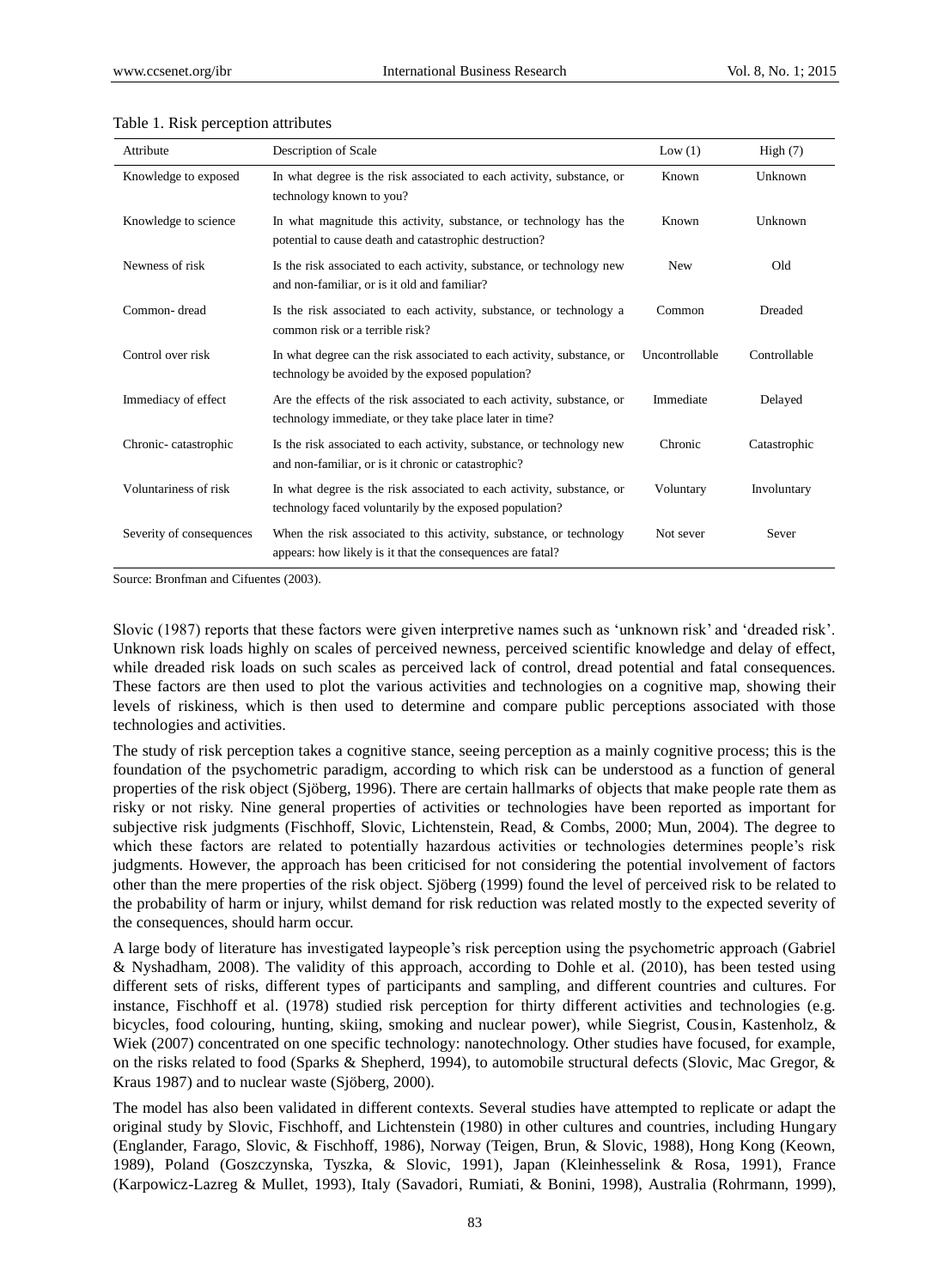Table 1. Risk perception attributes

| Attribute | Description of Scale | Low (1) | High (7) |
|---|---|---|---|
| Knowledge to exposed | In what degree is the risk associated to each activity, substance, or technology known to you? | Known | Unknown |
| Knowledge to science | In what magnitude this activity, substance, or technology has the potential to cause death and catastrophic destruction? | Known | Unknown |
| Newness of risk | Is the risk associated to each activity, substance, or technology new and non-familiar, or is it old and familiar? | New | Old |
| Common- dread | Is the risk associated to each activity, substance, or technology a common risk or a terrible risk? | Common | Dreaded |
| Control over risk | In what degree can the risk associated to each activity, substance, or technology be avoided by the exposed population? | Uncontrollable | Controllable |
| Immediacy of effect | Are the effects of the risk associated to each activity, substance, or technology immediate, or they take place later in time? | Immediate | Delayed |
| Chronic- catastrophic | Is the risk associated to each activity, substance, or technology new and non-familiar, or is it chronic or catastrophic? | Chronic | Catastrophic |
| Voluntariness of risk | In what degree is the risk associated to each activity, substance, or technology faced voluntarily by the exposed population? | Voluntary | Involuntary |
| Severity of consequences | When the risk associated to this activity, substance, or technology appears: how likely is it that the consequences are fatal? | Not sever | Sever |

Source: Bronfman and Cifuentes (2003).

Slovic (1987) reports that these factors were given interpretive names such as 'unknown risk' and 'dreaded risk'. Unknown risk loads highly on scales of perceived newness, perceived scientific knowledge and delay of effect, while dreaded risk loads on such scales as perceived lack of control, dread potential and fatal consequences. These factors are then used to plot the various activities and technologies on a cognitive map, showing their levels of riskiness, which is then used to determine and compare public perceptions associated with those technologies and activities.

The study of risk perception takes a cognitive stance, seeing perception as a mainly cognitive process; this is the foundation of the psychometric paradigm, according to which risk can be understood as a function of general properties of the risk object (Sjöberg, 1996). There are certain hallmarks of objects that make people rate them as risky or not risky. Nine general properties of activities or technologies have been reported as important for subjective risk judgments (Fischhoff, Slovic, Lichtenstein, Read, & Combs, 2000; Mun, 2004). The degree to which these factors are related to potentially hazardous activities or technologies determines people's risk judgments. However, the approach has been criticised for not considering the potential involvement of factors other than the mere properties of the risk object. Sjöberg (1999) found the level of perceived risk to be related to the probability of harm or injury, whilst demand for risk reduction was related mostly to the expected severity of the consequences, should harm occur.

A large body of literature has investigated laypeople's risk perception using the psychometric approach (Gabriel & Nyshadham, 2008). The validity of this approach, according to Dohle et al. (2010), has been tested using different sets of risks, different types of participants and sampling, and different countries and cultures. For instance, Fischhoff et al. (1978) studied risk perception for thirty different activities and technologies (e.g. bicycles, food colouring, hunting, skiing, smoking and nuclear power), while Siegrist, Cousin, Kastenholz, & Wiek (2007) concentrated on one specific technology: nanotechnology. Other studies have focused, for example, on the risks related to food (Sparks & Shepherd, 1994), to automobile structural defects (Slovic, Mac Gregor, & Kraus 1987) and to nuclear waste (Sjöberg, 2000).

The model has also been validated in different contexts. Several studies have attempted to replicate or adapt the original study by Slovic, Fischhoff, and Lichtenstein (1980) in other cultures and countries, including Hungary (Englander, Farago, Slovic, & Fischhoff, 1986), Norway (Teigen, Brun, & Slovic, 1988), Hong Kong (Keown, 1989), Poland (Goszczynska, Tyszka, & Slovic, 1991), Japan (Kleinhesselink & Rosa, 1991), France (Karpowicz-Lazreg & Mullet, 1993), Italy (Savadori, Rumiati, & Bonini, 1998), Australia (Rohrmann, 1999),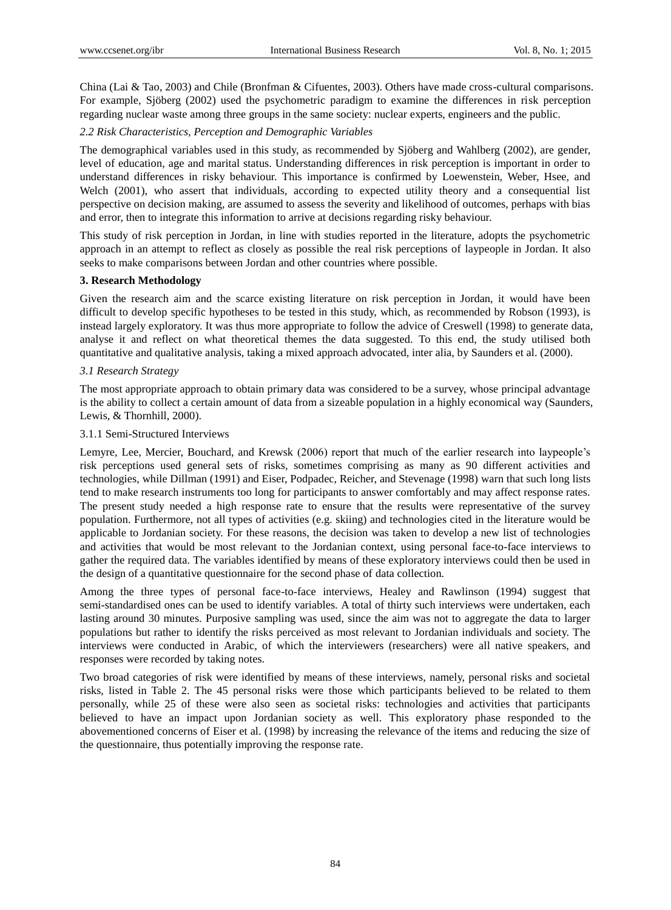China (Lai & Tao, 2003) and Chile (Bronfman & Cifuentes, 2003). Others have made cross-cultural comparisons. For example, Sjöberg (2002) used the psychometric paradigm to examine the differences in risk perception regarding nuclear waste among three groups in the same society: nuclear experts, engineers and the public.

### *2.2 Risk Characteristics, Perception and Demographic Variables*

The demographical variables used in this study, as recommended by Sjöberg and Wahlberg (2002), are gender, level of education, age and marital status. Understanding differences in risk perception is important in order to understand differences in risky behaviour. This importance is confirmed by Loewenstein, Weber, Hsee, and Welch (2001), who assert that individuals, according to expected utility theory and a consequential list perspective on decision making, are assumed to assess the severity and likelihood of outcomes, perhaps with bias and error, then to integrate this information to arrive at decisions regarding risky behaviour.

This study of risk perception in Jordan, in line with studies reported in the literature, adopts the psychometric approach in an attempt to reflect as closely as possible the real risk perceptions of laypeople in Jordan. It also seeks to make comparisons between Jordan and other countries where possible.

## 3. Research Methodology

Given the research aim and the scarce existing literature on risk perception in Jordan, it would have been difficult to develop specific hypotheses to be tested in this study, which, as recommended by Robson (1993), is instead largely exploratory. It was thus more appropriate to follow the advice of Creswell (1998) to generate data, analyse it and reflect on what theoretical themes the data suggested. To this end, the study utilised both quantitative and qualitative analysis, taking a mixed approach advocated, inter alia, by Saunders et al. (2000).

### *3.1 Research Strategy*

The most appropriate approach to obtain primary data was considered to be a survey, whose principal advantage is the ability to collect a certain amount of data from a sizeable population in a highly economical way (Saunders, Lewis, & Thornhill, 2000).

#### 3.1.1 Semi-Structured Interviews

Lemyre, Lee, Mercier, Bouchard, and Krewsk (2006) report that much of the earlier research into laypeople's risk perceptions used general sets of risks, sometimes comprising as many as 90 different activities and technologies, while Dillman (1991) and Eiser, Podpadec, Reicher, and Stevenage (1998) warn that such long lists tend to make research instruments too long for participants to answer comfortably and may affect response rates. The present study needed a high response rate to ensure that the results were representative of the survey population. Furthermore, not all types of activities (e.g. skiing) and technologies cited in the literature would be applicable to Jordanian society. For these reasons, the decision was taken to develop a new list of technologies and activities that would be most relevant to the Jordanian context, using personal face-to-face interviews to gather the required data. The variables identified by means of these exploratory interviews could then be used in the design of a quantitative questionnaire for the second phase of data collection.

Among the three types of personal face-to-face interviews, Healey and Rawlinson (1994) suggest that semi-standardised ones can be used to identify variables. A total of thirty such interviews were undertaken, each lasting around 30 minutes. Purposive sampling was used, since the aim was not to aggregate the data to larger populations but rather to identify the risks perceived as most relevant to Jordanian individuals and society. The interviews were conducted in Arabic, of which the interviewers (researchers) were all native speakers, and responses were recorded by taking notes.

Two broad categories of risk were identified by means of these interviews, namely, personal risks and societal risks, listed in Table 2. The 45 personal risks were those which participants believed to be related to them personally, while 25 of these were also seen as societal risks: technologies and activities that participants believed to have an impact upon Jordanian society as well. This exploratory phase responded to the abovementioned concerns of Eiser et al. (1998) by increasing the relevance of the items and reducing the size of the questionnaire, thus potentially improving the response rate.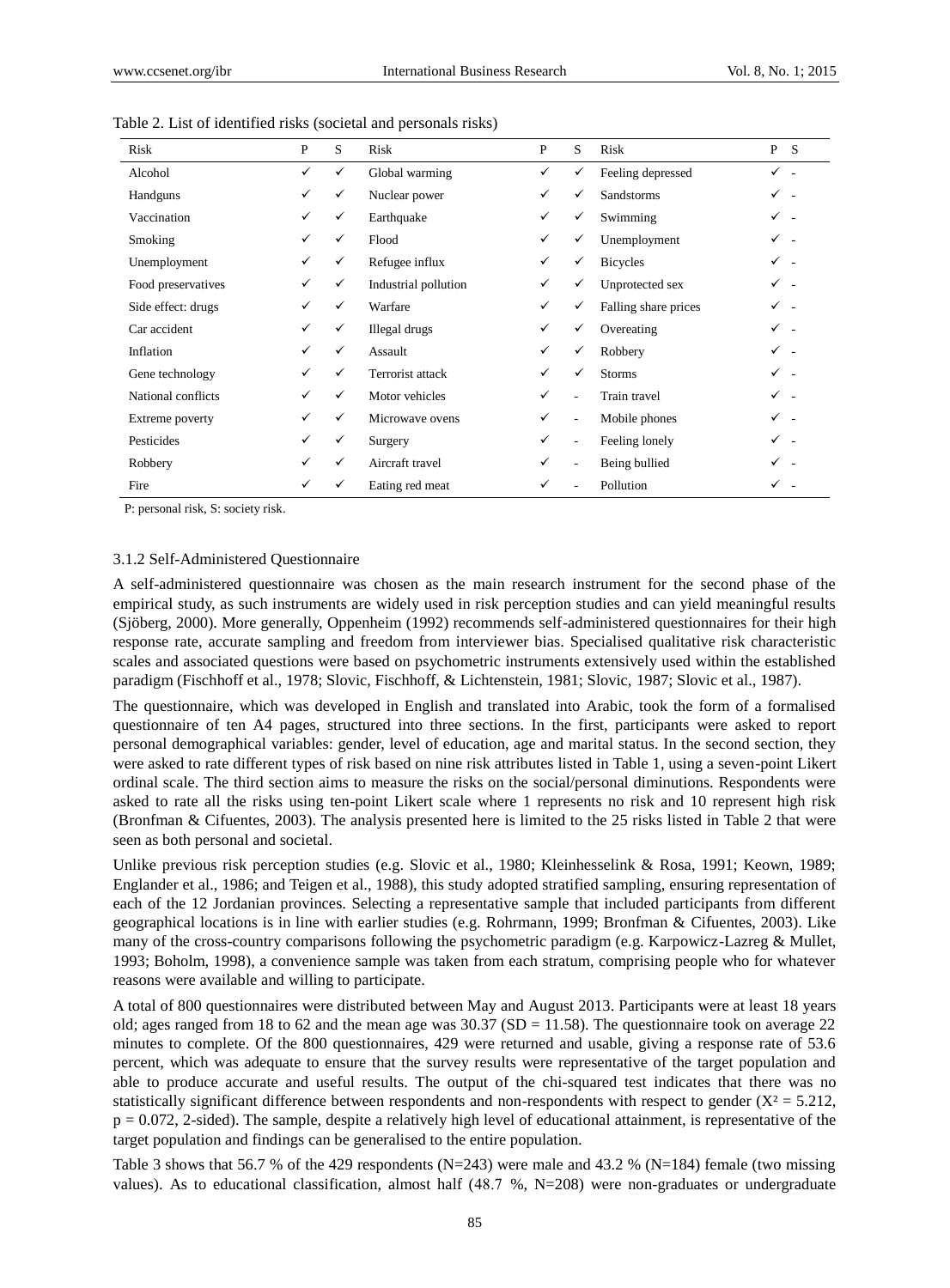Table 2. List of identified risks (societal and personals risks)

| Risk | P | S | Risk | P | S | Risk | P | S |
|---|---|---|---|---|---|---|---|---|
| Alcohol | ✓ | ✓ | Global warming | ✓ | ✓ | Feeling depressed | ✓ | - |
| Handguns | ✓ | ✓ | Nuclear power | ✓ | ✓ | Sandstorms | ✓ | - |
| Vaccination | ✓ | ✓ | Earthquake | ✓ | ✓ | Swimming | ✓ | - |
| Smoking | ✓ | ✓ | Flood | ✓ | ✓ | Unemployment | ✓ | - |
| Unemployment | ✓ | ✓ | Refugee influx | ✓ | ✓ | Bicycles | ✓ | - |
| Food preservatives | ✓ | ✓ | Industrial pollution | ✓ | ✓ | Unprotected sex | ✓ | - |
| Side effect: drugs | ✓ | ✓ | Warfare | ✓ | ✓ | Falling share prices | ✓ | - |
| Car accident | ✓ | ✓ | Illegal drugs | ✓ | ✓ | Overeating | ✓ | - |
| Inflation | ✓ | ✓ | Assault | ✓ | ✓ | Robbery | ✓ | - |
| Gene technology | ✓ | ✓ | Terrorist attack | ✓ | ✓ | Storms | ✓ | - |
| National conflicts | ✓ | ✓ | Motor vehicles | ✓ | - | Train travel | ✓ | - |
| Extreme poverty | ✓ | ✓ | Microwave ovens | ✓ | - | Mobile phones | ✓ | - |
| Pesticides | ✓ | ✓ | Surgery | ✓ | - | Feeling lonely | ✓ | - |
| Robbery | ✓ | ✓ | Aircraft travel | ✓ | - | Being bullied | ✓ | - |
| Fire | ✓ | ✓ | Eating red meat | ✓ | - | Pollution | ✓ | - |

P: personal risk, S: society risk.

### 3.1.2 Self-Administered Questionnaire

A self-administered questionnaire was chosen as the main research instrument for the second phase of the empirical study, as such instruments are widely used in risk perception studies and can yield meaningful results (Sjöberg, 2000). More generally, Oppenheim (1992) recommends self-administered questionnaires for their high response rate, accurate sampling and freedom from interviewer bias. Specialised qualitative risk characteristic scales and associated questions were based on psychometric instruments extensively used within the established paradigm (Fischhoff et al., 1978; Slovic, Fischhoff, & Lichtenstein, 1981; Slovic, 1987; Slovic et al., 1987).

The questionnaire, which was developed in English and translated into Arabic, took the form of a formalised questionnaire of ten A4 pages, structured into three sections. In the first, participants were asked to report personal demographical variables: gender, level of education, age and marital status. In the second section, they were asked to rate different types of risk based on nine risk attributes listed in Table 1, using a seven-point Likert ordinal scale. The third section aims to measure the risks on the social/personal diminutions. Respondents were asked to rate all the risks using ten-point Likert scale where 1 represents no risk and 10 represent high risk (Bronfman & Cifuentes, 2003). The analysis presented here is limited to the 25 risks listed in Table 2 that were seen as both personal and societal.

Unlike previous risk perception studies (e.g. Slovic et al., 1980; Kleinhesselink & Rosa, 1991; Keown, 1989; Englander et al., 1986; and Teigen et al., 1988), this study adopted stratified sampling, ensuring representation of each of the 12 Jordanian provinces. Selecting a representative sample that included participants from different geographical locations is in line with earlier studies (e.g. Rohrmann, 1999; Bronfman & Cifuentes, 2003). Like many of the cross-country comparisons following the psychometric paradigm (e.g. Karpowicz-Lazreg & Mullet, 1993; Boholm, 1998), a convenience sample was taken from each stratum, comprising people who for whatever reasons were available and willing to participate.

A total of 800 questionnaires were distributed between May and August 2013. Participants were at least 18 years old; ages ranged from 18 to 62 and the mean age was 30.37 (SD = 11.58). The questionnaire took on average 22 minutes to complete. Of the 800 questionnaires, 429 were returned and usable, giving a response rate of 53.6 percent, which was adequate to ensure that the survey results were representative of the target population and able to produce accurate and useful results. The output of the chi-squared test indicates that there was no statistically significant difference between respondents and non-respondents with respect to gender ($X^2 = 5.212$, $p = 0.072$, 2-sided). The sample, despite a relatively high level of educational attainment, is representative of the target population and findings can be generalised to the entire population.

Table 3 shows that 56.7 % of the 429 respondents (N=243) were male and 43.2 % (N=184) female (two missing values). As to educational classification, almost half (48.7 %, N=208) were non-graduates or undergraduate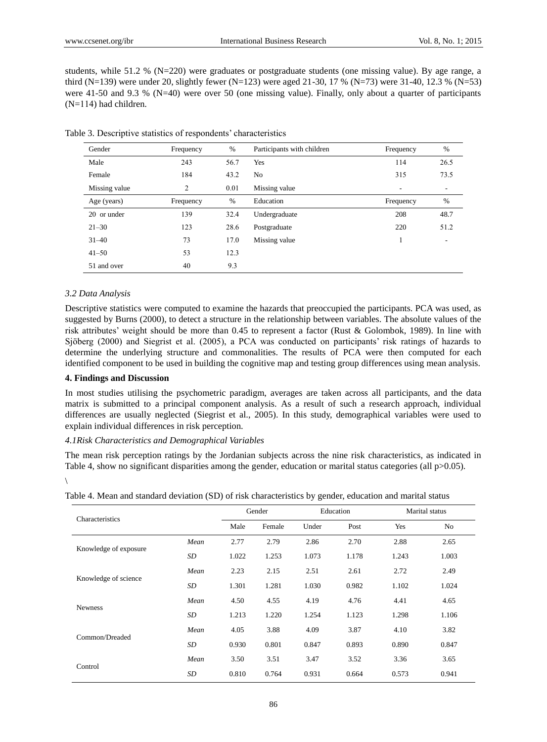students, while 51.2 % (N=220) were graduates or postgraduate students (one missing value). By age range, a third (N=139) were under 20, slightly fewer (N=123) were aged 21-30, 17 % (N=73) were 31-40, 12.3 % (N=53) were 41-50 and 9.3 % (N=40) were over 50 (one missing value). Finally, only about a quarter of participants (N=114) had children.

Table 3. Descriptive statistics of respondents' characteristics

| Gender | Frequency | % | Participants with children | Frequency | % |
|---|---|---|---|---|---|
| Male | 243 | 56.7 | Yes | 114 | 26.5 |
| Female | 184 | 43.2 | No | 315 | 73.5 |
| Missing value | 2 | 0.01 | Missing value | - | - |
| Age (years) | Frequency | % | Education | Frequency | % |
| 20 or under | 139 | 32.4 | Undergraduate | 208 | 48.7 |
| 21–30 | 123 | 28.6 | Postgraduate | 220 | 51.2 |
| 31–40 | 73 | 17.0 | Missing value | 1 | - |
| 41–50 | 53 | 12.3 | | | |
| 51 and over | 40 | 9.3 | | | |

### *3.2 Data Analysis*

Descriptive statistics were computed to examine the hazards that preoccupied the participants. PCA was used, as suggested by Burns (2000), to detect a structure in the relationship between variables. The absolute values of the risk attributes' weight should be more than 0.45 to represent a factor (Rust & Golombok, 1989). In line with Sjöberg (2000) and Siegrist et al. (2005), a PCA was conducted on participants' risk ratings of hazards to determine the underlying structure and commonalities. The results of PCA were then computed for each identified component to be used in building the cognitive map and testing group differences using mean analysis.

## 4. Findings and Discussion

In most studies utilising the psychometric paradigm, averages are taken across all participants, and the data matrix is submitted to a principal component analysis. As a result of such a research approach, individual differences are usually neglected (Siegrist et al., 2005). In this study, demographical variables were used to explain individual differences in risk perception.

### *4.1Risk Characteristics and Demographical Variables*

The mean risk perception ratings by the Jordanian subjects across the nine risk characteristics, as indicated in Table 4, show no significant disparities among the gender, education or marital status categories (all $p>0.05$).

\

Table 4. Mean and standard deviation (SD) of risk characteristics by gender, education and marital status

| Characteristics | | Gender | | Education | | Marital status | |
|---|---|---|---|---|---|---|---|
| | | Male | Female | Under | Post | Yes | No |
| Knowledge of exposure | *Mean* | 2.77 | 2.79 | 2.86 | 2.70 | 2.88 | 2.65 |
| | *SD* | 1.022 | 1.253 | 1.073 | 1.178 | 1.243 | 1.003 |
| Knowledge of science | *Mean* | 2.23 | 2.15 | 2.51 | 2.61 | 2.72 | 2.49 |
| | *SD* | 1.301 | 1.281 | 1.030 | 0.982 | 1.102 | 1.024 |
| Newness | *Mean* | 4.50 | 4.55 | 4.19 | 4.76 | 4.41 | 4.65 |
| | *SD* | 1.213 | 1.220 | 1.254 | 1.123 | 1.298 | 1.106 |
| Common/Dreaded | *Mean* | 4.05 | 3.88 | 4.09 | 3.87 | 4.10 | 3.82 |
| | *SD* | 0.930 | 0.801 | 0.847 | 0.893 | 0.890 | 0.847 |
| Control | *Mean* | 3.50 | 3.51 | 3.47 | 3.52 | 3.36 | 3.65 |
| | *SD* | 0.810 | 0.764 | 0.931 | 0.664 | 0.573 | 0.941 |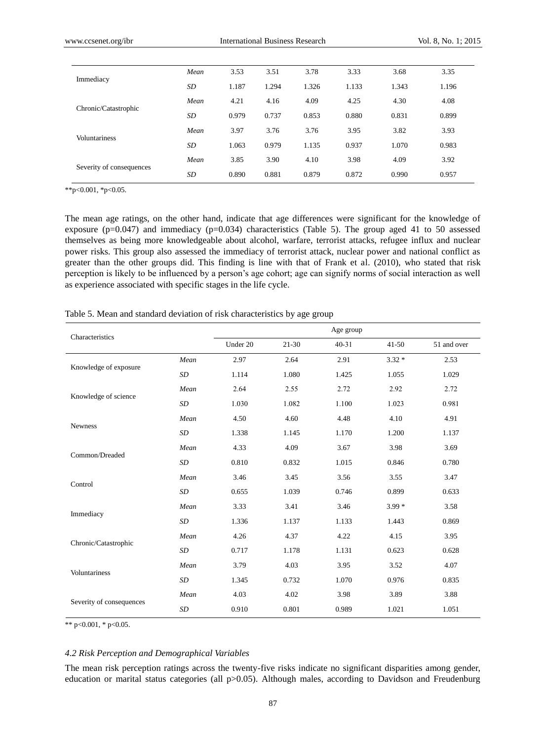| | | | | | | | |
|---|---|---|---|---|---|---|---|
| Immediacy | *Mean* | 3.53 | 3.51 | 3.78 | 3.33 | 3.68 | 3.35 |
| | *SD* | 1.187 | 1.294 | 1.326 | 1.133 | 1.343 | 1.196 |
| Chronic/Catastrophic | *Mean* | 4.21 | 4.16 | 4.09 | 4.25 | 4.30 | 4.08 |
| | *SD* | 0.979 | 0.737 | 0.853 | 0.880 | 0.831 | 0.899 |
| Voluntariness | *Mean* | 3.97 | 3.76 | 3.76 | 3.95 | 3.82 | 3.93 |
| | *SD* | 1.063 | 0.979 | 1.135 | 0.937 | 1.070 | 0.983 |
| Severity of consequences | *Mean* | 3.85 | 3.90 | 4.10 | 3.98 | 4.09 | 3.92 |
| | *SD* | 0.890 | 0.881 | 0.879 | 0.872 | 0.990 | 0.957 |

**p<0.001, *p<0.05.

The mean age ratings, on the other hand, indicate that age differences were significant for the knowledge of exposure (p=0.047) and immediacy (p=0.034) characteristics (Table 5). The group aged 41 to 50 assessed themselves as being more knowledgeable about alcohol, warfare, terrorist attacks, refugee influx and nuclear power risks. This group also assessed the immediacy of terrorist attack, nuclear power and national conflict as greater than the other groups did. This finding is line with that of Frank et al. (2010), who stated that risk perception is likely to be influenced by a person's age cohort; age can signify norms of social interaction as well as experience associated with specific stages in the life cycle.

Table 5. Mean and standard deviation of risk characteristics by age group

| Characteristics | | Age group | | | | |
|---|---|---|---|---|---|---|
| | | Under 20 | 21-30 | 40-31 | 41-50 | 51 and over |
| Knowledge of exposure | *Mean* | 2.97 | 2.64 | 2.91 | 3.32 * | 2.53 |
| | *SD* | 1.114 | 1.080 | 1.425 | 1.055 | 1.029 |
| Knowledge of science | *Mean* | 2.64 | 2.55 | 2.72 | 2.92 | 2.72 |
| | *SD* | 1.030 | 1.082 | 1.100 | 1.023 | 0.981 |
| Newness | *Mean* | 4.50 | 4.60 | 4.48 | 4.10 | 4.91 |
| | *SD* | 1.338 | 1.145 | 1.170 | 1.200 | 1.137 |
| Common/Dreaded | *Mean* | 4.33 | 4.09 | 3.67 | 3.98 | 3.69 |
| | *SD* | 0.810 | 0.832 | 1.015 | 0.846 | 0.780 |
| Control | *Mean* | 3.46 | 3.45 | 3.56 | 3.55 | 3.47 |
| | *SD* | 0.655 | 1.039 | 0.746 | 0.899 | 0.633 |
| Immediacy | *Mean* | 3.33 | 3.41 | 3.46 | 3.99 * | 3.58 |
| | *SD* | 1.336 | 1.137 | 1.133 | 1.443 | 0.869 |
| Chronic/Catastrophic | *Mean* | 4.26 | 4.37 | 4.22 | 4.15 | 3.95 |
| | *SD* | 0.717 | 1.178 | 1.131 | 0.623 | 0.628 |
| Voluntariness | *Mean* | 3.79 | 4.03 | 3.95 | 3.52 | 4.07 |
| | *SD* | 1.345 | 0.732 | 1.070 | 0.976 | 0.835 |
| Severity of consequences | *Mean* | 4.03 | 4.02 | 3.98 | 3.89 | 3.88 |
| | *SD* | 0.910 | 0.801 | 0.989 | 1.021 | 1.051 |

** p<0.001, * p<0.05.

### *4.2 Risk Perception and Demographical Variables*

The mean risk perception ratings across the twenty-five risks indicate no significant disparities among gender, education or marital status categories (all p>0.05). Although males, according to Davidson and Freudenburg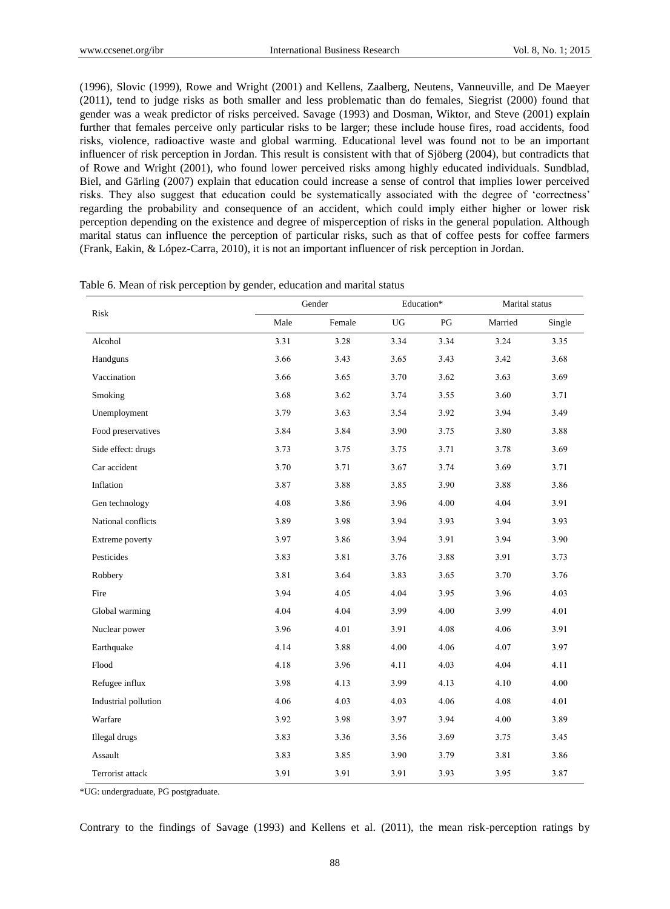(1996), Slovic (1999), Rowe and Wright (2001) and Kellens, Zaalberg, Neutens, Vanneuville, and De Maeyer (2011), tend to judge risks as both smaller and less problematic than do females, Siegrist (2000) found that gender was a weak predictor of risks perceived. Savage (1993) and Dosman, Wiktor, and Steve (2001) explain further that females perceive only particular risks to be larger; these include house fires, road accidents, food risks, violence, radioactive waste and global warming. Educational level was found not to be an important influencer of risk perception in Jordan. This result is consistent with that of Sjöberg (2004), but contradicts that of Rowe and Wright (2001), who found lower perceived risks among highly educated individuals. Sundblad, Biel, and Gärling (2007) explain that education could increase a sense of control that implies lower perceived risks. They also suggest that education could be systematically associated with the degree of 'correctness' regarding the probability and consequence of an accident, which could imply either higher or lower risk perception depending on the existence and degree of misperception of risks in the general population. Although marital status can influence the perception of particular risks, such as that of coffee pests for coffee farmers (Frank, Eakin, & López-Carra, 2010), it is not an important influencer of risk perception in Jordan.

Table 6. Mean of risk perception by gender, education and marital status

| Risk | Gender | | Education* | | Marital status | |
|---|---|---|---|---|---|---|
| | Male | Female | UG | PG | Married | Single |
| Alcohol | 3.31 | 3.28 | 3.34 | 3.34 | 3.24 | 3.35 |
| Handguns | 3.66 | 3.43 | 3.65 | 3.43 | 3.42 | 3.68 |
| Vaccination | 3.66 | 3.65 | 3.70 | 3.62 | 3.63 | 3.69 |
| Smoking | 3.68 | 3.62 | 3.74 | 3.55 | 3.60 | 3.71 |
| Unemployment | 3.79 | 3.63 | 3.54 | 3.92 | 3.94 | 3.49 |
| Food preservatives | 3.84 | 3.84 | 3.90 | 3.75 | 3.80 | 3.88 |
| Side effect: drugs | 3.73 | 3.75 | 3.75 | 3.71 | 3.78 | 3.69 |
| Car accident | 3.70 | 3.71 | 3.67 | 3.74 | 3.69 | 3.71 |
| Inflation | 3.87 | 3.88 | 3.85 | 3.90 | 3.88 | 3.86 |
| Gen technology | 4.08 | 3.86 | 3.96 | 4.00 | 4.04 | 3.91 |
| National conflicts | 3.89 | 3.98 | 3.94 | 3.93 | 3.94 | 3.93 |
| Extreme poverty | 3.97 | 3.86 | 3.94 | 3.91 | 3.94 | 3.90 |
| Pesticides | 3.83 | 3.81 | 3.76 | 3.88 | 3.91 | 3.73 |
| Robbery | 3.81 | 3.64 | 3.83 | 3.65 | 3.70 | 3.76 |
| Fire | 3.94 | 4.05 | 4.04 | 3.95 | 3.96 | 4.03 |
| Global warming | 4.04 | 4.04 | 3.99 | 4.00 | 3.99 | 4.01 |
| Nuclear power | 3.96 | 4.01 | 3.91 | 4.08 | 4.06 | 3.91 |
| Earthquake | 4.14 | 3.88 | 4.00 | 4.06 | 4.07 | 3.97 |
| Flood | 4.18 | 3.96 | 4.11 | 4.03 | 4.04 | 4.11 |
| Refugee influx | 3.98 | 4.13 | 3.99 | 4.13 | 4.10 | 4.00 |
| Industrial pollution | 4.06 | 4.03 | 4.03 | 4.06 | 4.08 | 4.01 |
| Warfare | 3.92 | 3.98 | 3.97 | 3.94 | 4.00 | 3.89 |
| Illegal drugs | 3.83 | 3.36 | 3.56 | 3.69 | 3.75 | 3.45 |
| Assault | 3.83 | 3.85 | 3.90 | 3.79 | 3.81 | 3.86 |
| Terrorist attack | 3.91 | 3.91 | 3.91 | 3.93 | 3.95 | 3.87 |

*UG: undergraduate, PG postgraduate.

Contrary to the findings of Savage (1993) and Kellens et al. (2011), the mean risk-perception ratings by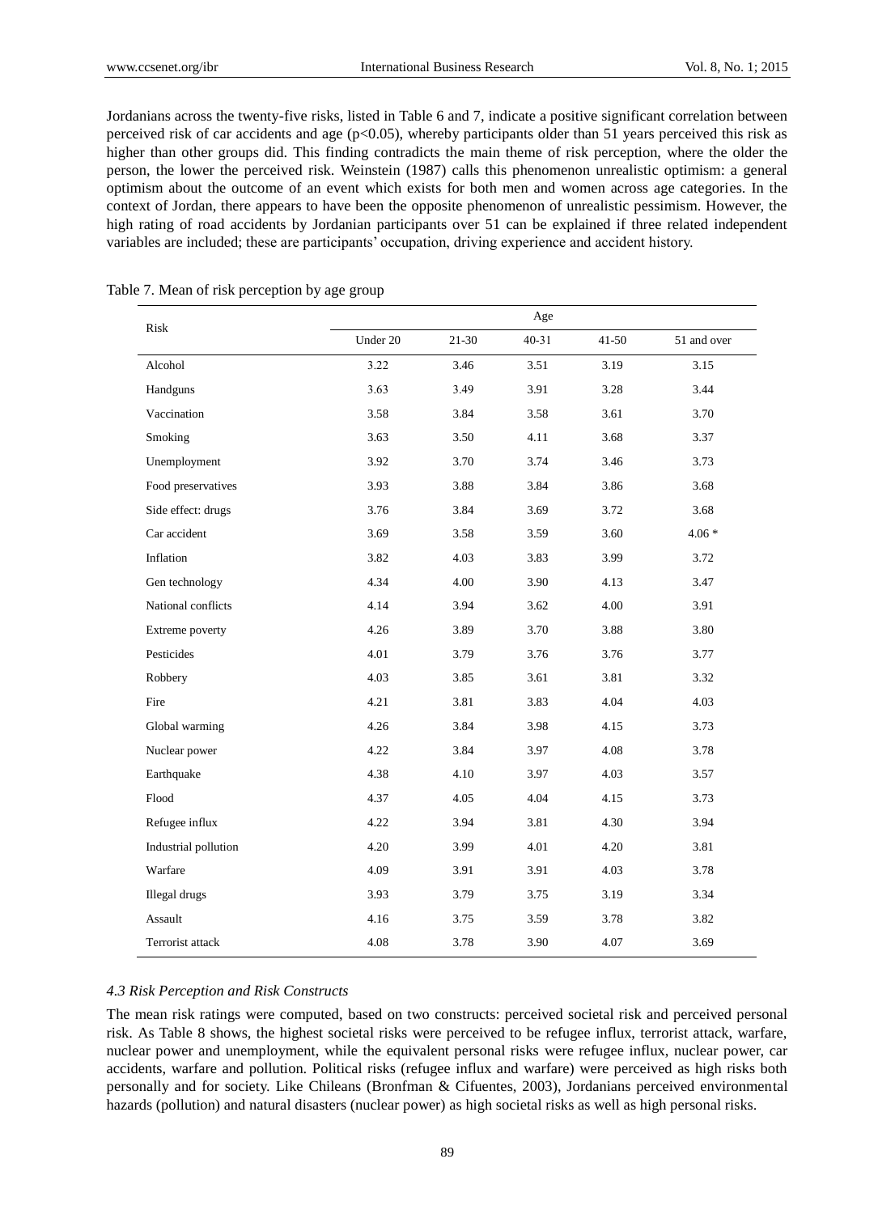Jordanians across the twenty-five risks, listed in Table 6 and 7, indicate a positive significant correlation between perceived risk of car accidents and age ($p<0.05$), whereby participants older than 51 years perceived this risk as higher than other groups did. This finding contradicts the main theme of risk perception, where the older the person, the lower the perceived risk. Weinstein (1987) calls this phenomenon unrealistic optimism: a general optimism about the outcome of an event which exists for both men and women across age categories. In the context of Jordan, there appears to have been the opposite phenomenon of unrealistic pessimism. However, the high rating of road accidents by Jordanian participants over 51 can be explained if three related independent variables are included; these are participants' occupation, driving experience and accident history.

Table 7. Mean of risk perception by age group

| Risk | Age | | | | |
|---|---|---|---|---|---|
| | Under 20 | 21-30 | 40-31 | 41-50 | 51 and over |
| Alcohol | 3.22 | 3.46 | 3.51 | 3.19 | 3.15 |
| Handguns | 3.63 | 3.49 | 3.91 | 3.28 | 3.44 |
| Vaccination | 3.58 | 3.84 | 3.58 | 3.61 | 3.70 |
| Smoking | 3.63 | 3.50 | 4.11 | 3.68 | 3.37 |
| Unemployment | 3.92 | 3.70 | 3.74 | 3.46 | 3.73 |
| Food preservatives | 3.93 | 3.88 | 3.84 | 3.86 | 3.68 |
| Side effect: drugs | 3.76 | 3.84 | 3.69 | 3.72 | 3.68 |
| Car accident | 3.69 | 3.58 | 3.59 | 3.60 | 4.06 * |
| Inflation | 3.82 | 4.03 | 3.83 | 3.99 | 3.72 |
| Gen technology | 4.34 | 4.00 | 3.90 | 4.13 | 3.47 |
| National conflicts | 4.14 | 3.94 | 3.62 | 4.00 | 3.91 |
| Extreme poverty | 4.26 | 3.89 | 3.70 | 3.88 | 3.80 |
| Pesticides | 4.01 | 3.79 | 3.76 | 3.76 | 3.77 |
| Robbery | 4.03 | 3.85 | 3.61 | 3.81 | 3.32 |
| Fire | 4.21 | 3.81 | 3.83 | 4.04 | 4.03 |
| Global warming | 4.26 | 3.84 | 3.98 | 4.15 | 3.73 |
| Nuclear power | 4.22 | 3.84 | 3.97 | 4.08 | 3.78 |
| Earthquake | 4.38 | 4.10 | 3.97 | 4.03 | 3.57 |
| Flood | 4.37 | 4.05 | 4.04 | 4.15 | 3.73 |
| Refugee influx | 4.22 | 3.94 | 3.81 | 4.30 | 3.94 |
| Industrial pollution | 4.20 | 3.99 | 4.01 | 4.20 | 3.81 |
| Warfare | 4.09 | 3.91 | 3.91 | 4.03 | 3.78 |
| Illegal drugs | 3.93 | 3.79 | 3.75 | 3.19 | 3.34 |
| Assault | 4.16 | 3.75 | 3.59 | 3.78 | 3.82 |
| Terrorist attack | 4.08 | 3.78 | 3.90 | 4.07 | 3.69 |

### *4.3 Risk Perception and Risk Constructs*

The mean risk ratings were computed, based on two constructs: perceived societal risk and perceived personal risk. As Table 8 shows, the highest societal risks were perceived to be refugee influx, terrorist attack, warfare, nuclear power and unemployment, while the equivalent personal risks were refugee influx, nuclear power, car accidents, warfare and pollution. Political risks (refugee influx and warfare) were perceived as high risks both personally and for society. Like Chileans (Bronfman & Cifuentes, 2003), Jordanians perceived environmental hazards (pollution) and natural disasters (nuclear power) as high societal risks as well as high personal risks.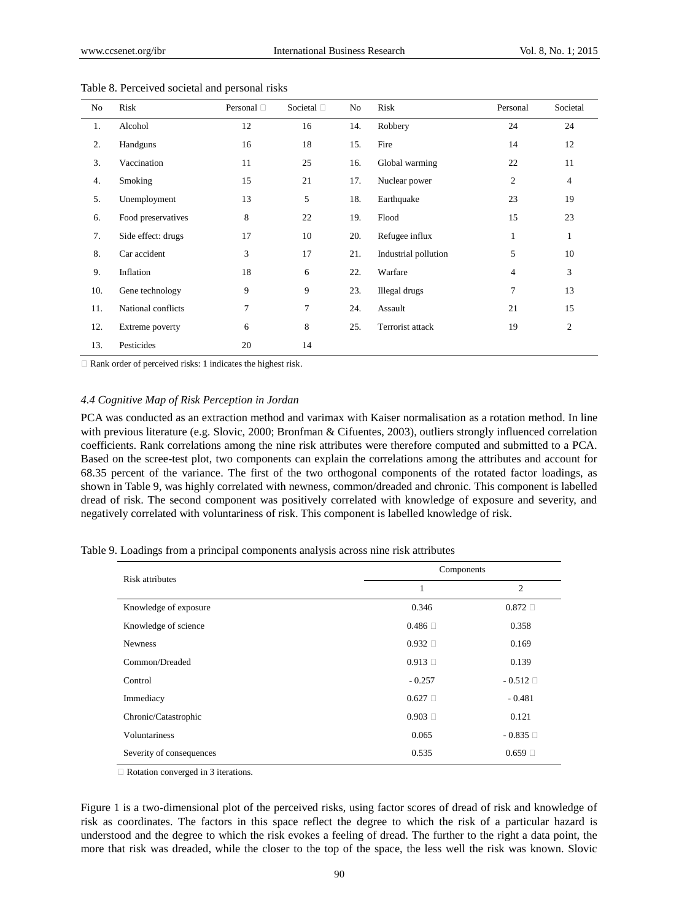Table 8. Perceived societal and personal risks

| No | Risk | Personal ᵃ | Societal ᵃ | No | Risk | Personal | Societal |
|---|---|---|---|---|---|---|---|
| 1. | Alcohol | 12 | 16 | 14. | Robbery | 24 | 24 |
| 2. | Handguns | 16 | 18 | 15. | Fire | 14 | 12 |
| 3. | Vaccination | 11 | 25 | 16. | Global warming | 22 | 11 |
| 4. | Smoking | 15 | 21 | 17. | Nuclear power | 2 | 4 |
| 5. | Unemployment | 13 | 5 | 18. | Earthquake | 23 | 19 |
| 6. | Food preservatives | 8 | 22 | 19. | Flood | 15 | 23 |
| 7. | Side effect: drugs | 17 | 10 | 20. | Refugee influx | 1 | 1 |
| 8. | Car accident | 3 | 17 | 21. | Industrial pollution | 5 | 10 |
| 9. | Inflation | 18 | 6 | 22. | Warfare | 4 | 3 |
| 10. | Gene technology | 9 | 9 | 23. | Illegal drugs | 7 | 13 |
| 11. | National conflicts | 7 | 7 | 24. | Assault | 21 | 15 |
| 12. | Extreme poverty | 6 | 8 | 25. | Terrorist attack | 19 | 2 |
| 13. | Pesticides | 20 | 14 | | | | |

ᵃ Rank order of perceived risks: 1 indicates the highest risk.

### *4.4 Cognitive Map of Risk Perception in Jordan*

PCA was conducted as an extraction method and varimax with Kaiser normalisation as a rotation method. In line with previous literature (e.g. Slovic, 2000; Bronfman & Cifuentes, 2003), outliers strongly influenced correlation coefficients. Rank correlations among the nine risk attributes were therefore computed and submitted to a PCA. Based on the scree-test plot, two components can explain the correlations among the attributes and account for 68.35 percent of the variance. The first of the two orthogonal components of the rotated factor loadings, as shown in Table 9, was highly correlated with newness, common/dreaded and chronic. This component is labelled dread of risk. The second component was positively correlated with knowledge of exposure and severity, and negatively correlated with voluntariness of risk. This component is labelled knowledge of risk.

Table 9. Loadings from a principal components analysis across nine risk attributes

| Risk attributes | Components | |
|---|---|---|
| | 1 | 2 |
| Knowledge of exposure | 0.346 | 0.872 ᵃ |
| Knowledge of science | 0.486 ᵃ | 0.358 |
| Newness | 0.932 ᵃ | 0.169 |
| Common/Dreaded | 0.913 ᵃ | 0.139 |
| Control | - 0.257 | - 0.512 ᵃ |
| Immediacy | 0.627 ᵃ | - 0.481 |
| Chronic/Catastrophic | 0.903 ᵃ | 0.121 |
| Voluntariness | 0.065 | - 0.835 ᵃ |
| Severity of consequences | 0.535 | 0.659 ᵃ |

ᵃ Rotation converged in 3 iterations.

Figure 1 is a two-dimensional plot of the perceived risks, using factor scores of dread of risk and knowledge of risk as coordinates. The factors in this space reflect the degree to which the risk of a particular hazard is understood and the degree to which the risk evokes a feeling of dread. The further to the right a data point, the more that risk was dreaded, while the closer to the top of the space, the less well the risk was known. Slovic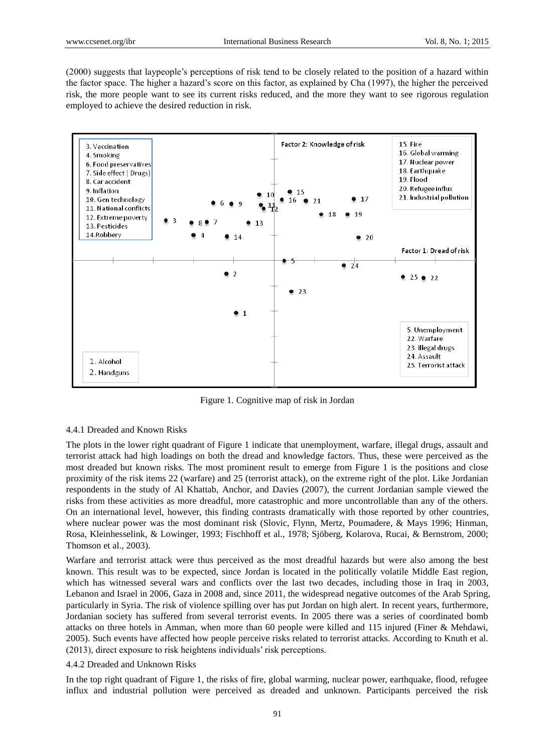(2000) suggests that laypeople's perceptions of risk tend to be closely related to the position of a hazard within the factor space. The higher a hazard's score on this factor, as explained by Cha (1997), the higher the perceived risk, the more people want to see its current risks reduced, and the more they want to see rigorous regulation employed to achieve the desired reduction in risk.

Figure 1. Cognitive map of risk in Jordan

#### 4.4.1 Dreaded and Known Risks

The plots in the lower right quadrant of Figure 1 indicate that unemployment, warfare, illegal drugs, assault and terrorist attack had high loadings on both the dread and knowledge factors. Thus, these were perceived as the most dreaded but known risks. The most prominent result to emerge from Figure 1 is the positions and close proximity of the risk items 22 (warfare) and 25 (terrorist attack), on the extreme right of the plot. Like Jordanian respondents in the study of Al Khattab, Anchor, and Davies (2007), the current Jordanian sample viewed the risks from these activities as more dreadful, more catastrophic and more uncontrollable than any of the others. On an international level, however, this finding contrasts dramatically with those reported by other countries, where nuclear power was the most dominant risk (Slovic, Flynn, Mertz, Poumadere, & Mays 1996; Hinman, Rosa, Kleinhesselink, & Lowinger, 1993; Fischhoff et al., 1978; Sjöberg, Kolarova, Rucai, & Bernstrom, 2000; Thomson et al., 2003).

Warfare and terrorist attack were thus perceived as the most dreadful hazards but were also among the best known. This result was to be expected, since Jordan is located in the politically volatile Middle East region, which has witnessed several wars and conflicts over the last two decades, including those in Iraq in 2003, Lebanon and Israel in 2006, Gaza in 2008 and, since 2011, the widespread negative outcomes of the Arab Spring, particularly in Syria. The risk of violence spilling over has put Jordan on high alert. In recent years, furthermore, Jordanian society has suffered from several terrorist events. In 2005 there was a series of coordinated bomb attacks on three hotels in Amman, when more than 60 people were killed and 115 injured (Finer & Mehdawi, 2005). Such events have affected how people perceive risks related to terrorist attacks. According to Knuth et al. (2013), direct exposure to risk heightens individuals' risk perceptions.

#### 4.4.2 Dreaded and Unknown Risks

In the top right quadrant of Figure 1, the risks of fire, global warming, nuclear power, earthquake, flood, refugee influx and industrial pollution were perceived as dreaded and unknown. Participants perceived the risk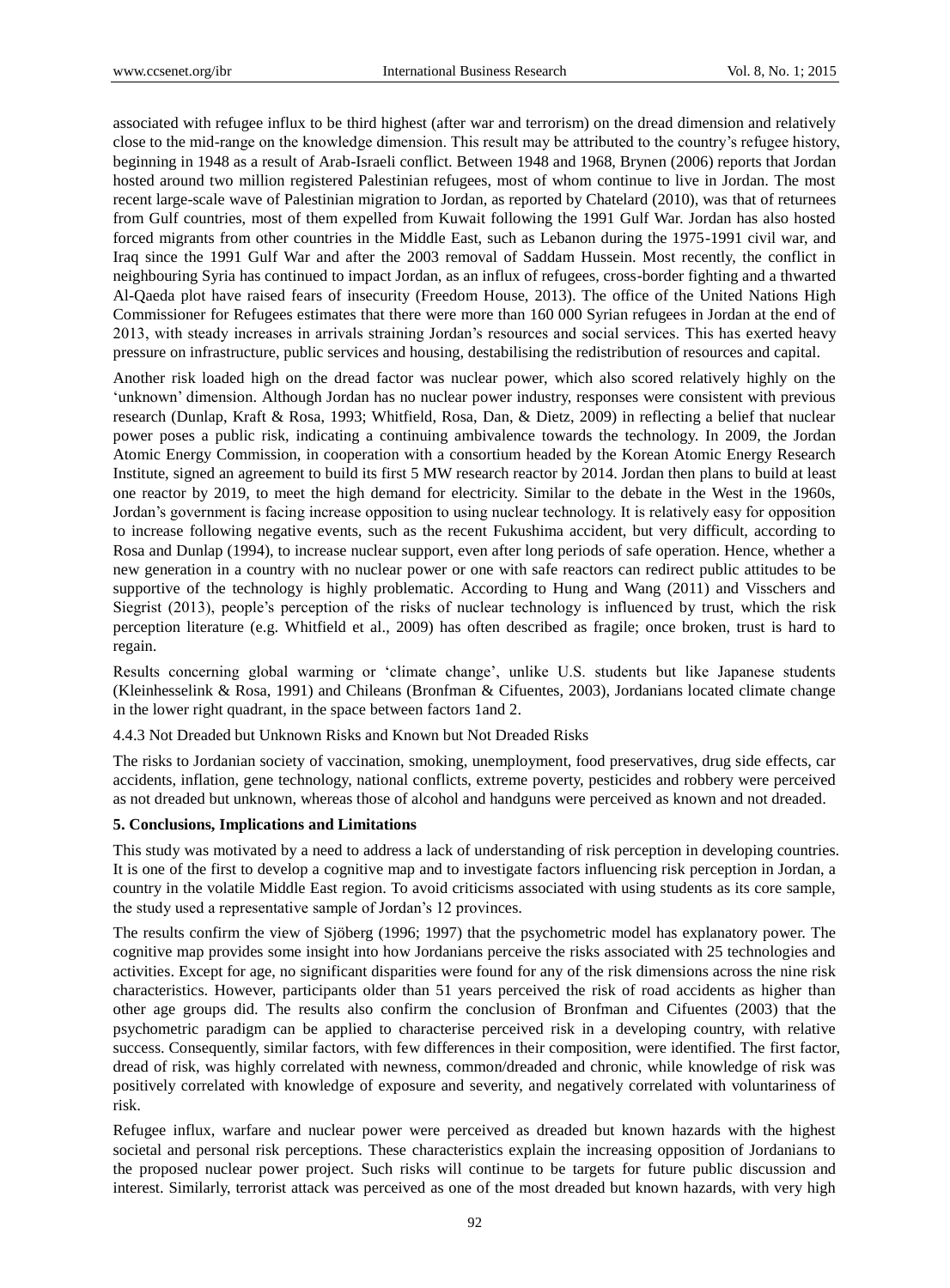associated with refugee influx to be third highest (after war and terrorism) on the dread dimension and relatively close to the mid-range on the knowledge dimension. This result may be attributed to the country's refugee history, beginning in 1948 as a result of Arab-Israeli conflict. Between 1948 and 1968, Brynen (2006) reports that Jordan hosted around two million registered Palestinian refugees, most of whom continue to live in Jordan. The most recent large-scale wave of Palestinian migration to Jordan, as reported by Chatelard (2010), was that of returnees from Gulf countries, most of them expelled from Kuwait following the 1991 Gulf War. Jordan has also hosted forced migrants from other countries in the Middle East, such as Lebanon during the 1975-1991 civil war, and Iraq since the 1991 Gulf War and after the 2003 removal of Saddam Hussein. Most recently, the conflict in neighbouring Syria has continued to impact Jordan, as an influx of refugees, cross-border fighting and a thwarted Al-Qaeda plot have raised fears of insecurity (Freedom House, 2013). The office of the United Nations High Commissioner for Refugees estimates that there were more than 160 000 Syrian refugees in Jordan at the end of 2013, with steady increases in arrivals straining Jordan's resources and social services. This has exerted heavy pressure on infrastructure, public services and housing, destabilising the redistribution of resources and capital.

Another risk loaded high on the dread factor was nuclear power, which also scored relatively highly on the 'unknown' dimension. Although Jordan has no nuclear power industry, responses were consistent with previous research (Dunlap, Kraft & Rosa, 1993; Whitfield, Rosa, Dan, & Dietz, 2009) in reflecting a belief that nuclear power poses a public risk, indicating a continuing ambivalence towards the technology. In 2009, the Jordan Atomic Energy Commission, in cooperation with a consortium headed by the Korean Atomic Energy Research Institute, signed an agreement to build its first 5 MW research reactor by 2014. Jordan then plans to build at least one reactor by 2019, to meet the high demand for electricity. Similar to the debate in the West in the 1960s, Jordan's government is facing increase opposition to using nuclear technology. It is relatively easy for opposition to increase following negative events, such as the recent Fukushima accident, but very difficult, according to Rosa and Dunlap (1994), to increase nuclear support, even after long periods of safe operation. Hence, whether a new generation in a country with no nuclear power or one with safe reactors can redirect public attitudes to be supportive of the technology is highly problematic. According to Hung and Wang (2011) and Visschers and Siegrist (2013), people's perception of the risks of nuclear technology is influenced by trust, which the risk perception literature (e.g. Whitfield et al., 2009) has often described as fragile; once broken, trust is hard to regain.

Results concerning global warming or 'climate change', unlike U.S. students but like Japanese students (Kleinhesselink & Rosa, 1991) and Chileans (Bronfman & Cifuentes, 2003), Jordanians located climate change in the lower right quadrant, in the space between factors 1and 2.

#### 4.4.3 Not Dreaded but Unknown Risks and Known but Not Dreaded Risks

The risks to Jordanian society of vaccination, smoking, unemployment, food preservatives, drug side effects, car accidents, inflation, gene technology, national conflicts, extreme poverty, pesticides and robbery were perceived as not dreaded but unknown, whereas those of alcohol and handguns were perceived as known and not dreaded.

## 5. Conclusions, Implications and Limitations

This study was motivated by a need to address a lack of understanding of risk perception in developing countries. It is one of the first to develop a cognitive map and to investigate factors influencing risk perception in Jordan, a country in the volatile Middle East region. To avoid criticisms associated with using students as its core sample, the study used a representative sample of Jordan's 12 provinces.

The results confirm the view of Sjöberg (1996; 1997) that the psychometric model has explanatory power. The cognitive map provides some insight into how Jordanians perceive the risks associated with 25 technologies and activities. Except for age, no significant disparities were found for any of the risk dimensions across the nine risk characteristics. However, participants older than 51 years perceived the risk of road accidents as higher than other age groups did. The results also confirm the conclusion of Bronfman and Cifuentes (2003) that the psychometric paradigm can be applied to characterise perceived risk in a developing country, with relative success. Consequently, similar factors, with few differences in their composition, were identified. The first factor, dread of risk, was highly correlated with newness, common/dreaded and chronic, while knowledge of risk was positively correlated with knowledge of exposure and severity, and negatively correlated with voluntariness of risk.

Refugee influx, warfare and nuclear power were perceived as dreaded but known hazards with the highest societal and personal risk perceptions. These characteristics explain the increasing opposition of Jordanians to the proposed nuclear power project. Such risks will continue to be targets for future public discussion and interest. Similarly, terrorist attack was perceived as one of the most dreaded but known hazards, with very high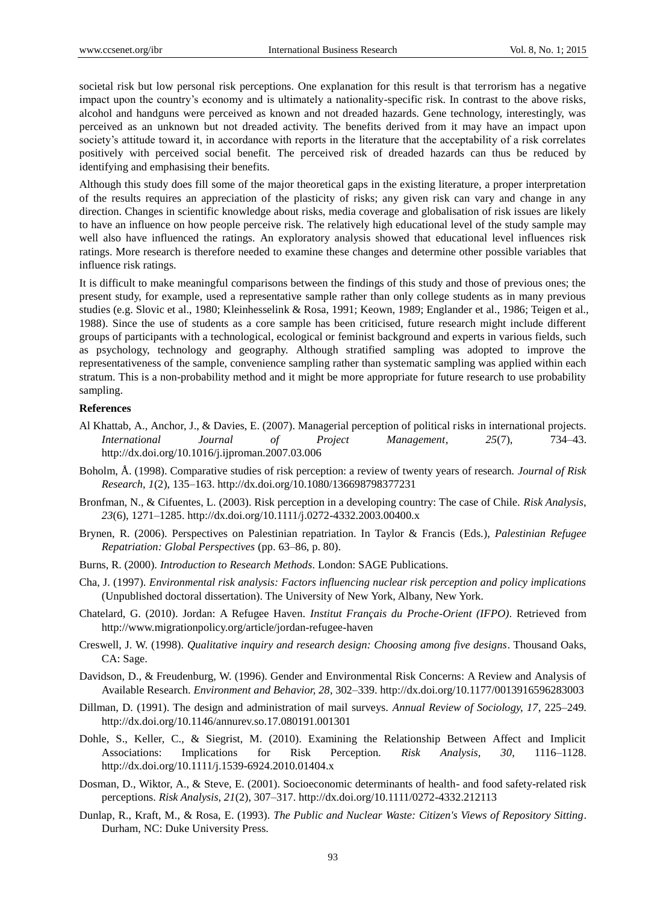societal risk but low personal risk perceptions. One explanation for this result is that terrorism has a negative impact upon the country's economy and is ultimately a nationality-specific risk. In contrast to the above risks, alcohol and handguns were perceived as known and not dreaded hazards. Gene technology, interestingly, was perceived as an unknown but not dreaded activity. The benefits derived from it may have an impact upon society's attitude toward it, in accordance with reports in the literature that the acceptability of a risk correlates positively with perceived social benefit. The perceived risk of dreaded hazards can thus be reduced by identifying and emphasising their benefits.

Although this study does fill some of the major theoretical gaps in the existing literature, a proper interpretation of the results requires an appreciation of the plasticity of risks; any given risk can vary and change in any direction. Changes in scientific knowledge about risks, media coverage and globalisation of risk issues are likely to have an influence on how people perceive risk. The relatively high educational level of the study sample may well also have influenced the ratings. An exploratory analysis showed that educational level influences risk ratings. More research is therefore needed to examine these changes and determine other possible variables that influence risk ratings.

It is difficult to make meaningful comparisons between the findings of this study and those of previous ones; the present study, for example, used a representative sample rather than only college students as in many previous studies (e.g. Slovic et al., 1980; Kleinhesselink & Rosa, 1991; Keown, 1989; Englander et al., 1986; Teigen et al., 1988). Since the use of students as a core sample has been criticised, future research might include different groups of participants with a technological, ecological or feminist background and experts in various fields, such as psychology, technology and geography. Although stratified sampling was adopted to improve the representativeness of the sample, convenience sampling rather than systematic sampling was applied within each stratum. This is a non-probability method and it might be more appropriate for future research to use probability sampling.

## References

Al Khattab, A., Anchor, J., & Davies, E. (2007). Managerial perception of political risks in international projects. *International Journal of Project Management*, *25*(7), 734–43. http://dx.doi.org/10.1016/j.ijproman.2007.03.006

Boholm, Å. (1998). Comparative studies of risk perception: a review of twenty years of research. *Journal of Risk Research, 1*(2), 135–163. http://dx.doi.org/10.1080/136698798377231

Bronfman, N., & Cifuentes, L. (2003). Risk perception in a developing country: The case of Chile. *Risk Analysis*, *23*(6), 1271–1285. http://dx.doi.org/10.1111/j.0272-4332.2003.00400.x

Brynen, R. (2006). Perspectives on Palestinian repatriation. In Taylor & Francis (Eds.), *Palestinian Refugee Repatriation: Global Perspectives* (pp. 63–86, p. 80).

Burns, R. (2000). *Introduction to Research Methods*. London: SAGE Publications.

Cha, J. (1997). *Environmental risk analysis: Factors influencing nuclear risk perception and policy implications* (Unpublished doctoral dissertation). The University of New York, Albany, New York.

Chatelard, G. (2010). Jordan: A Refugee Haven. *Institut Français du Proche-Orient (IFPO)*. Retrieved from http://www.migrationpolicy.org/article/jordan-refugee-haven

Creswell, J. W. (1998). *Qualitative inquiry and research design: Choosing among five designs*. Thousand Oaks, CA: Sage.

Davidson, D., & Freudenburg, W. (1996). Gender and Environmental Risk Concerns: A Review and Analysis of Available Research. *Environment and Behavior, 28*, 302–339. http://dx.doi.org/10.1177/0013916596283003

Dillman, D. (1991). The design and administration of mail surveys. *Annual Review of Sociology, 17*, 225–249. http://dx.doi.org/10.1146/annurev.so.17.080191.001301

Dohle, S., Keller, C., & Siegrist, M. (2010). Examining the Relationship Between Affect and Implicit Associations: Implications for Risk Perception. *Risk Analysis, 30*, 1116–1128. http://dx.doi.org/10.1111/j.1539-6924.2010.01404.x

Dosman, D., Wiktor, A., & Steve, E. (2001). Socioeconomic determinants of health- and food safety-related risk perceptions. *Risk Analysis, 21*(2), 307–317. http://dx.doi.org/10.1111/0272-4332.212113

Dunlap, R., Kraft, M., & Rosa, E. (1993). *The Public and Nuclear Waste: Citizen's Views of Repository Sitting*. Durham, NC: Duke University Press.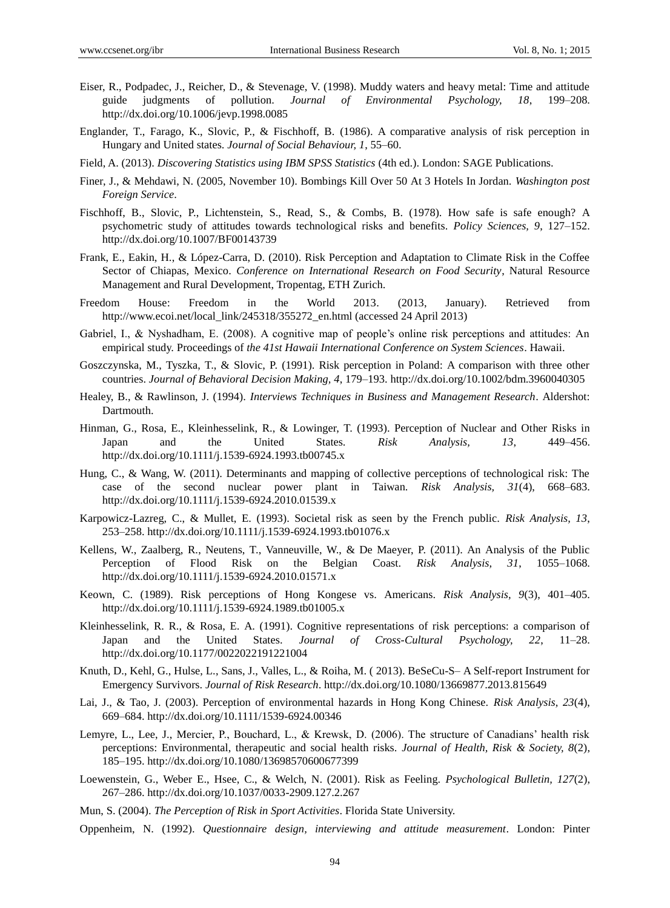Eiser, R., Podpadec, J., Reicher, D., & Stevenage, V. (1998). Muddy waters and heavy metal: Time and attitude guide judgments of pollution. *Journal of Environmental Psychology, 18*, 199–208. http://dx.doi.org/10.1006/jevp.1998.0085

Englander, T., Farago, K., Slovic, P., & Fischhoff, B. (1986). A comparative analysis of risk perception in Hungary and United states. *Journal of Social Behaviour, 1*, 55–60.

Field, A. (2013). *Discovering Statistics using IBM SPSS Statistics* (4th ed.). London: SAGE Publications.

Finer, J., & Mehdawi, N. (2005, November 10). Bombings Kill Over 50 At 3 Hotels In Jordan. *Washington post Foreign Service*.

Fischhoff, B., Slovic, P., Lichtenstein, S., Read, S., & Combs, B. (1978). How safe is safe enough? A psychometric study of attitudes towards technological risks and benefits. *Policy Sciences, 9*, 127–152. http://dx.doi.org/10.1007/BF00143739

Frank, E., Eakin, H., & López-Carra, D. (2010). Risk Perception and Adaptation to Climate Risk in the Coffee Sector of Chiapas, Mexico. *Conference on International Research on Food Security*, Natural Resource Management and Rural Development, Tropentag, ETH Zurich.

Freedom House: Freedom in the World 2013. (2013, January). Retrieved from http://www.ecoi.net/local_link/245318/355272_en.html (accessed 24 April 2013)

Gabriel, I., & Nyshadham, E. (2008). A cognitive map of people's online risk perceptions and attitudes: An empirical study. Proceedings of *the 41st Hawaii International Conference on System Sciences*. Hawaii.

Goszczynska, M., Tyszka, T., & Slovic, P. (1991). Risk perception in Poland: A comparison with three other countries. *Journal of Behavioral Decision Making, 4*, 179–193. http://dx.doi.org/10.1002/bdm.3960040305

Healey, B., & Rawlinson, J. (1994). *Interviews Techniques in Business and Management Research*. Aldershot: Dartmouth.

Hinman, G., Rosa, E., Kleinhesselink, R., & Lowinger, T. (1993). Perception of Nuclear and Other Risks in Japan and the United States. *Risk Analysis, 13*, 449–456. http://dx.doi.org/10.1111/j.1539-6924.1993.tb00745.x

Hung, C., & Wang, W. (2011). Determinants and mapping of collective perceptions of technological risk: The case of the second nuclear power plant in Taiwan. *Risk Analysis, 31*(4), 668–683. http://dx.doi.org/10.1111/j.1539-6924.2010.01539.x

Karpowicz-Lazreg, C., & Mullet, E. (1993). Societal risk as seen by the French public. *Risk Analysis, 13*, 253–258. http://dx.doi.org/10.1111/j.1539-6924.1993.tb01076.x

Kellens, W., Zaalberg, R., Neutens, T., Vanneuville, W., & De Maeyer, P. (2011). An Analysis of the Public Perception of Flood Risk on the Belgian Coast. *Risk Analysis, 31*, 1055–1068. http://dx.doi.org/10.1111/j.1539-6924.2010.01571.x

Keown, C. (1989). Risk perceptions of Hong Kongese vs. Americans. *Risk Analysis, 9*(3), 401–405. http://dx.doi.org/10.1111/j.1539-6924.1989.tb01005.x

Kleinhesselink, R. R., & Rosa, E. A. (1991). Cognitive representations of risk perceptions: a comparison of Japan and the United States. *Journal of Cross-Cultural Psychology, 22*, 11–28. http://dx.doi.org/10.1177/0022022191221004

Knuth, D., Kehl, G., Hulse, L., Sans, J., Valles, L., & Roiha, M. ( 2013). BeSeCu-S– A Self-report Instrument for Emergency Survivors. *Journal of Risk Research*. http://dx.doi.org/10.1080/13669877.2013.815649

Lai, J., & Tao, J. (2003). Perception of environmental hazards in Hong Kong Chinese. *Risk Analysis, 23*(4), 669–684. http://dx.doi.org/10.1111/1539-6924.00346

Lemyre, L., Lee, J., Mercier, P., Bouchard, L., & Krewsk, D. (2006). The structure of Canadians' health risk perceptions: Environmental, therapeutic and social health risks. *Journal of Health, Risk & Society, 8*(2), 185–195. http://dx.doi.org/10.1080/13698570600677399

Loewenstein, G., Weber E., Hsee, C., & Welch, N. (2001). Risk as Feeling. *Psychological Bulletin, 127*(2), 267–286. http://dx.doi.org/10.1037/0033-2909.127.2.267

Mun, S. (2004). *The Perception of Risk in Sport Activities*. Florida State University.

Oppenheim, N. (1992). *Questionnaire design, interviewing and attitude measurement*. London: Pinter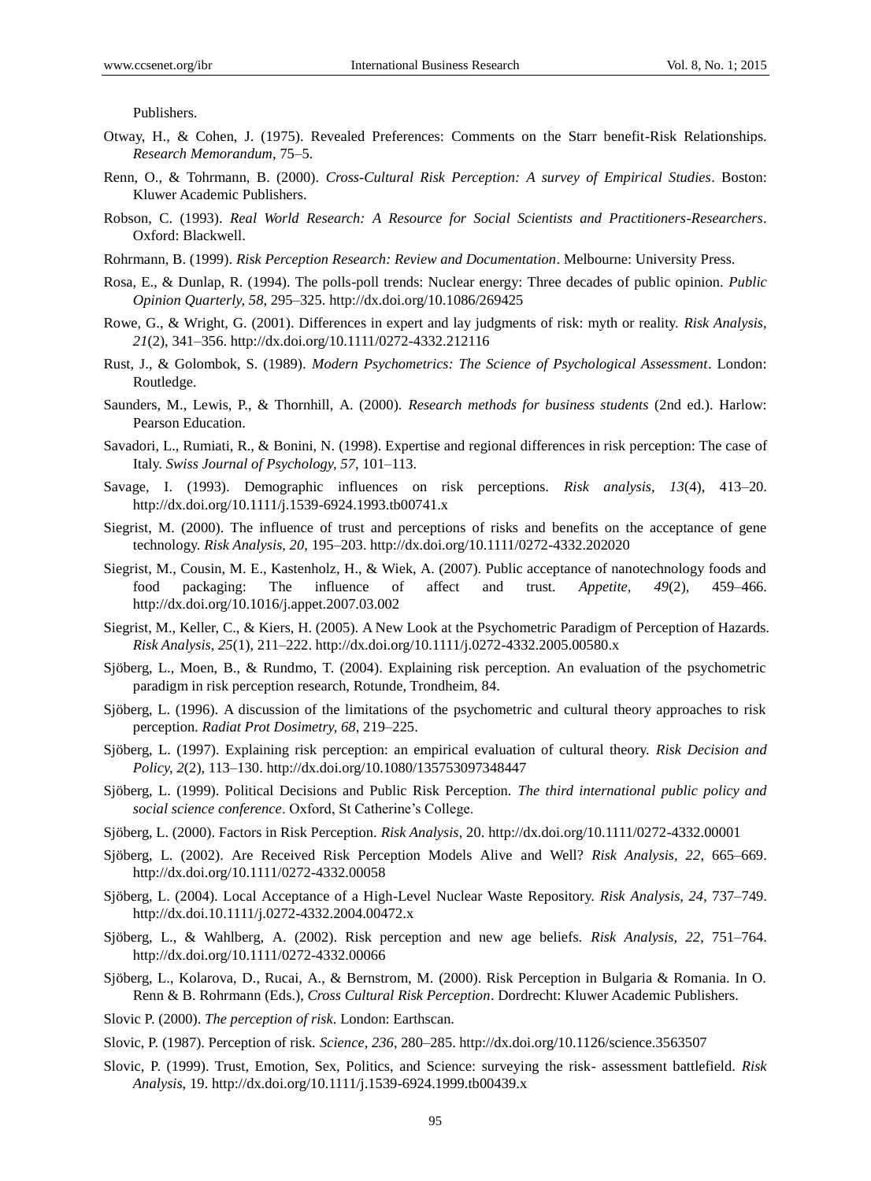Publishers.

Otway, H., & Cohen, J. (1975). Revealed Preferences: Comments on the Starr benefit-Risk Relationships. *Research Memorandum*, 75–5.

Renn, O., & Tohrmann, B. (2000). *Cross-Cultural Risk Perception: A survey of Empirical Studies*. Boston: Kluwer Academic Publishers.

Robson, C. (1993). *Real World Research: A Resource for Social Scientists and Practitioners-Researchers*. Oxford: Blackwell.

Rohrmann, B. (1999). *Risk Perception Research: Review and Documentation*. Melbourne: University Press.

Rosa, E., & Dunlap, R. (1994). The polls-poll trends: Nuclear energy: Three decades of public opinion. *Public Opinion Quarterly, 58*, 295–325. http://dx.doi.org/10.1086/269425

Rowe, G., & Wright, G. (2001). Differences in expert and lay judgments of risk: myth or reality. *Risk Analysis*, *21*(2), 341–356. http://dx.doi.org/10.1111/0272-4332.212116

Rust, J., & Golombok, S. (1989). *Modern Psychometrics: The Science of Psychological Assessment*. London: Routledge.

Saunders, M., Lewis, P., & Thornhill, A. (2000). *Research methods for business students* (2nd ed.). Harlow: Pearson Education.

Savadori, L., Rumiati, R., & Bonini, N. (1998). Expertise and regional differences in risk perception: The case of Italy. *Swiss Journal of Psychology, 57*, 101–113.

Savage, I. (1993). Demographic influences on risk perceptions. *Risk analysis, 13*(4), 413–20. http://dx.doi.org/10.1111/j.1539-6924.1993.tb00741.x

Siegrist, M. (2000). The influence of trust and perceptions of risks and benefits on the acceptance of gene technology. *Risk Analysis, 20*, 195–203. http://dx.doi.org/10.1111/0272-4332.202020

Siegrist, M., Cousin, M. E., Kastenholz, H., & Wiek, A. (2007). Public acceptance of nanotechnology foods and food packaging: The influence of affect and trust. *Appetite, 49*(2), 459–466. http://dx.doi.org/10.1016/j.appet.2007.03.002

Siegrist, M., Keller, C., & Kiers, H. (2005). A New Look at the Psychometric Paradigm of Perception of Hazards. *Risk Analysis, 25*(1), 211–222. http://dx.doi.org/10.1111/j.0272-4332.2005.00580.x

Sjöberg, L., Moen, B., & Rundmo, T. (2004). Explaining risk perception. An evaluation of the psychometric paradigm in risk perception research, Rotunde, Trondheim, 84.

Sjöberg, L. (1996). A discussion of the limitations of the psychometric and cultural theory approaches to risk perception. *Radiat Prot Dosimetry, 68*, 219–225.

Sjöberg, L. (1997). Explaining risk perception: an empirical evaluation of cultural theory. *Risk Decision and Policy, 2*(2), 113–130. http://dx.doi.org/10.1080/135753097348447

Sjöberg, L. (1999). Political Decisions and Public Risk Perception. *The third international public policy and social science conference*. Oxford, St Catherine's College.

Sjöberg, L. (2000). Factors in Risk Perception. *Risk Analysis*, 20. http://dx.doi.org/10.1111/0272-4332.00001

Sjöberg, L. (2002). Are Received Risk Perception Models Alive and Well? *Risk Analysis, 22*, 665–669. http://dx.doi.org/10.1111/0272-4332.00058

Sjöberg, L. (2004). Local Acceptance of a High-Level Nuclear Waste Repository. *Risk Analysis, 24*, 737–749. http://dx.doi.10.1111/j.0272-4332.2004.00472.x

Sjöberg, L., & Wahlberg, A. (2002). Risk perception and new age beliefs. *Risk Analysis, 22*, 751–764. http://dx.doi.org/10.1111/0272-4332.00066

Sjöberg, L., Kolarova, D., Rucai, A., & Bernstrom, M. (2000). Risk Perception in Bulgaria & Romania. In O. Renn & B. Rohrmann (Eds.), *Cross Cultural Risk Perception*. Dordrecht: Kluwer Academic Publishers.

Slovic P. (2000). *The perception of risk*. London: Earthscan.

Slovic, P. (1987). Perception of risk. *Science, 236*, 280–285. http://dx.doi.org/10.1126/science.3563507

Slovic, P. (1999). Trust, Emotion, Sex, Politics, and Science: surveying the risk- assessment battlefield. *Risk Analysis*, 19. http://dx.doi.org/10.1111/j.1539-6924.1999.tb00439.x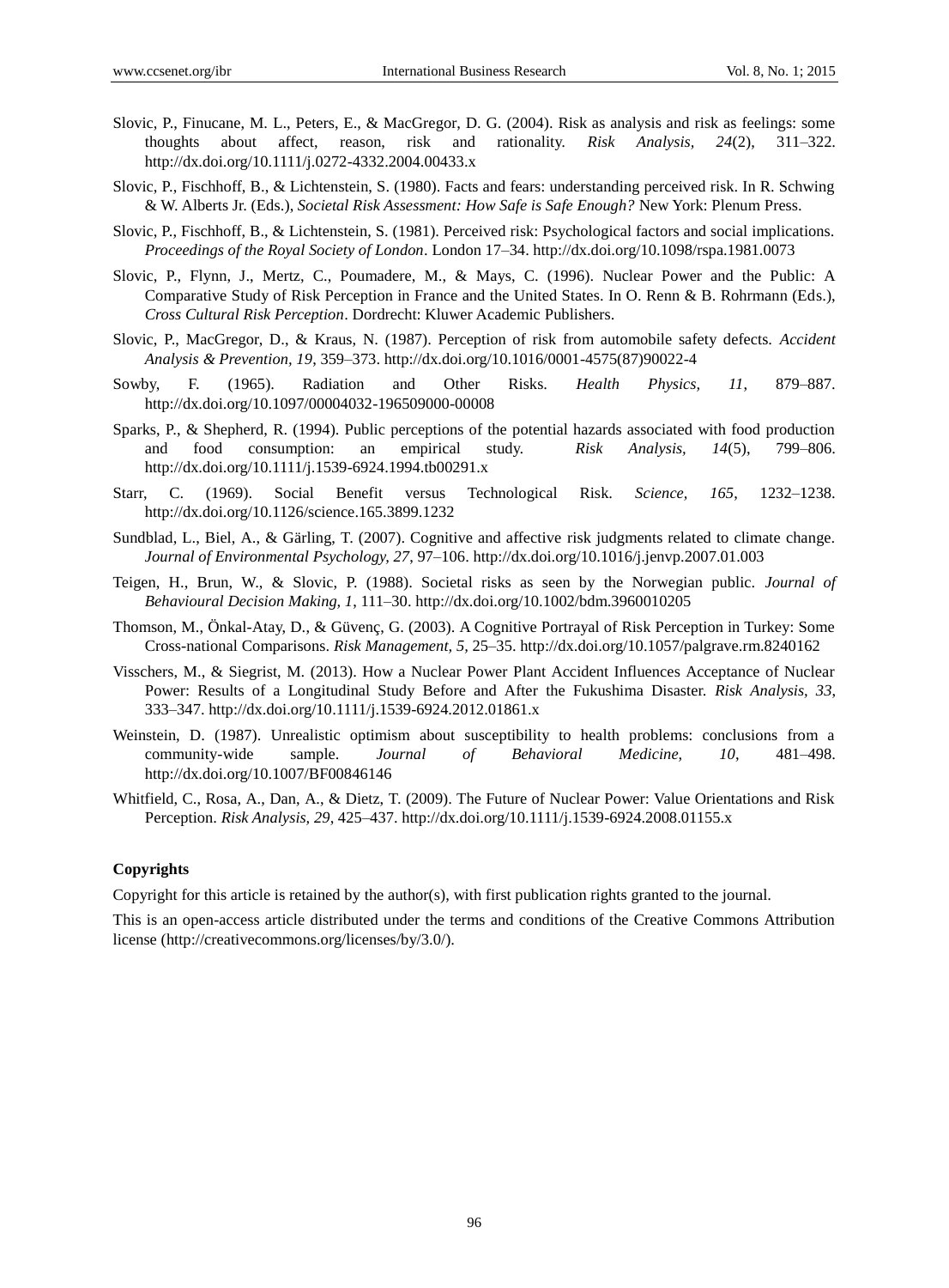Slovic, P., Finucane, M. L., Peters, E., & MacGregor, D. G. (2004). Risk as analysis and risk as feelings: some thoughts about affect, reason, risk and rationality. *Risk Analysis, 24*(2), 311–322. http://dx.doi.org/10.1111/j.0272-4332.2004.00433.x

Slovic, P., Fischhoff, B., & Lichtenstein, S. (1980). Facts and fears: understanding perceived risk. In R. Schwing & W. Alberts Jr. (Eds.), *Societal Risk Assessment: How Safe is Safe Enough?* New York: Plenum Press.

Slovic, P., Fischhoff, B., & Lichtenstein, S. (1981). Perceived risk: Psychological factors and social implications. *Proceedings of the Royal Society of London*. London 17–34. http://dx.doi.org/10.1098/rspa.1981.0073

Slovic, P., Flynn, J., Mertz, C., Poumadere, M., & Mays, C. (1996). Nuclear Power and the Public: A Comparative Study of Risk Perception in France and the United States. In O. Renn & B. Rohrmann (Eds.), *Cross Cultural Risk Perception*. Dordrecht: Kluwer Academic Publishers.

Slovic, P., MacGregor, D., & Kraus, N. (1987). Perception of risk from automobile safety defects. *Accident Analysis & Prevention, 19*, 359–373. http://dx.doi.org/10.1016/0001-4575(87)90022-4

Sowby, F. (1965). Radiation and Other Risks. *Health Physics, 11*, 879–887. http://dx.doi.org/10.1097/00004032-196509000-00008

Sparks, P., & Shepherd, R. (1994). Public perceptions of the potential hazards associated with food production and food consumption: an empirical study. *Risk Analysis, 14*(5), 799–806. http://dx.doi.org/10.1111/j.1539-6924.1994.tb00291.x

Starr, C. (1969). Social Benefit versus Technological Risk. *Science, 165*, 1232–1238. http://dx.doi.org/10.1126/science.165.3899.1232

Sundblad, L., Biel, A., & Gärling, T. (2007). Cognitive and affective risk judgments related to climate change. *Journal of Environmental Psychology, 27*, 97–106. http://dx.doi.org/10.1016/j.jenvp.2007.01.003

Teigen, H., Brun, W., & Slovic, P. (1988). Societal risks as seen by the Norwegian public. *Journal of Behavioural Decision Making, 1*, 111–30. http://dx.doi.org/10.1002/bdm.3960010205

Thomson, M., Önkal-Atay, D., & Güvenç, G. (2003). A Cognitive Portrayal of Risk Perception in Turkey: Some Cross-national Comparisons. *Risk Management, 5*, 25–35. http://dx.doi.org/10.1057/palgrave.rm.8240162

Visschers, M., & Siegrist, M. (2013). How a Nuclear Power Plant Accident Influences Acceptance of Nuclear Power: Results of a Longitudinal Study Before and After the Fukushima Disaster. *Risk Analysis, 33*, 333–347. http://dx.doi.org/10.1111/j.1539-6924.2012.01861.x

Weinstein, D. (1987). Unrealistic optimism about susceptibility to health problems: conclusions from a community-wide sample. *Journal of Behavioral Medicine, 10*, 481–498. http://dx.doi.org/10.1007/BF00846146

Whitfield, C., Rosa, A., Dan, A., & Dietz, T. (2009). The Future of Nuclear Power: Value Orientations and Risk Perception. *Risk Analysis, 29*, 425–437. http://dx.doi.org/10.1111/j.1539-6924.2008.01155.x

## Copyrights

Copyright for this article is retained by the author(s), with first publication rights granted to the journal.

This is an open-access article distributed under the terms and conditions of the Creative Commons Attribution license (http://creativecommons.org/licenses/by/3.0/).